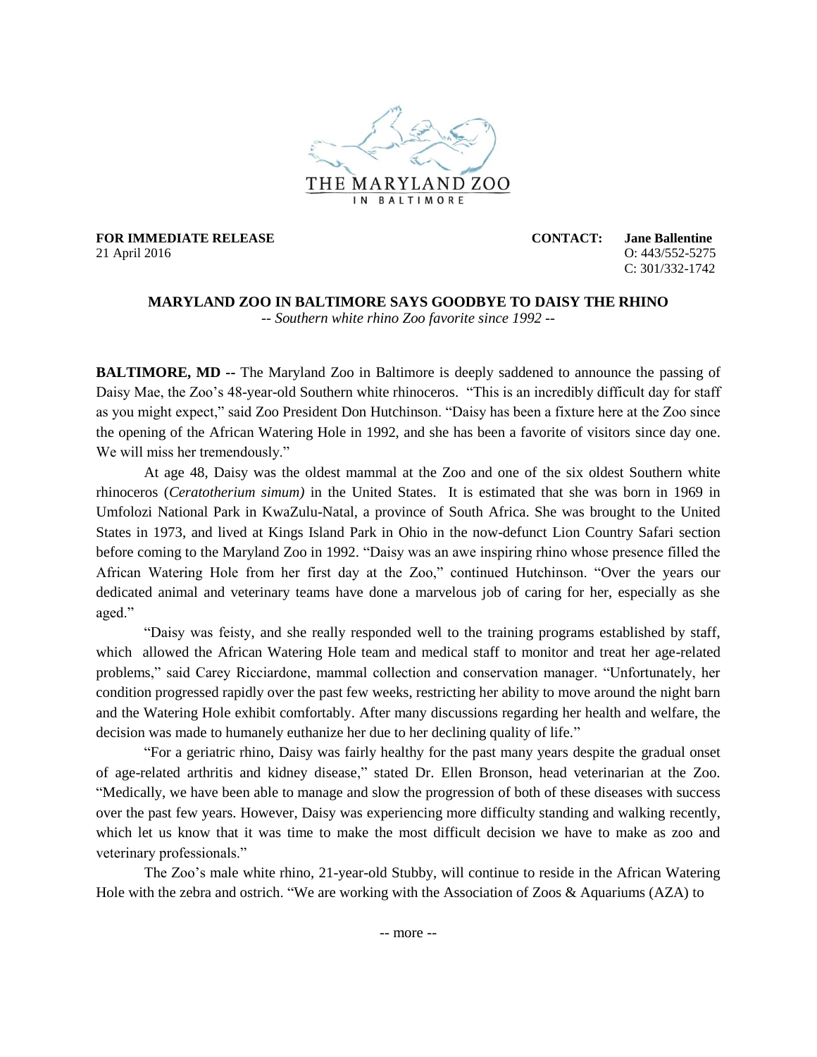THE MARYLAND ZOO
IN BALTIMORE

**FOR IMMEDIATE RELEASE**
21 April 2016

**CONTACT: Jane Ballentine**
O: 443/552-5275
C: 301/332-1742

## MARYLAND ZOO IN BALTIMORE SAYS GOODBYE TO DAISY THE RHINO

*-- Southern white rhino Zoo favorite since 1992 --*

**BALTIMORE, MD --** The Maryland Zoo in Baltimore is deeply saddened to announce the passing of Daisy Mae, the Zoo's 48-year-old Southern white rhinoceros. "This is an incredibly difficult day for staff as you might expect," said Zoo President Don Hutchinson. "Daisy has been a fixture here at the Zoo since the opening of the African Watering Hole in 1992, and she has been a favorite of visitors since day one. We will miss her tremendously."

At age 48, Daisy was the oldest mammal at the Zoo and one of the six oldest Southern white rhinoceros (*Ceratotherium simum)* in the United States. It is estimated that she was born in 1969 in Umfolozi National Park in KwaZulu-Natal, a province of South Africa. She was brought to the United States in 1973, and lived at Kings Island Park in Ohio in the now-defunct Lion Country Safari section before coming to the Maryland Zoo in 1992. "Daisy was an awe inspiring rhino whose presence filled the African Watering Hole from her first day at the Zoo," continued Hutchinson. "Over the years our dedicated animal and veterinary teams have done a marvelous job of caring for her, especially as she aged."

"Daisy was feisty, and she really responded well to the training programs established by staff, which allowed the African Watering Hole team and medical staff to monitor and treat her age-related problems," said Carey Ricciardone, mammal collection and conservation manager. "Unfortunately, her condition progressed rapidly over the past few weeks, restricting her ability to move around the night barn and the Watering Hole exhibit comfortably. After many discussions regarding her health and welfare, the decision was made to humanely euthanize her due to her declining quality of life."

"For a geriatric rhino, Daisy was fairly healthy for the past many years despite the gradual onset of age-related arthritis and kidney disease," stated Dr. Ellen Bronson, head veterinarian at the Zoo. "Medically, we have been able to manage and slow the progression of both of these diseases with success over the past few years. However, Daisy was experiencing more difficulty standing and walking recently, which let us know that it was time to make the most difficult decision we have to make as zoo and veterinary professionals."

The Zoo's male white rhino, 21-year-old Stubby, will continue to reside in the African Watering Hole with the zebra and ostrich. "We are working with the Association of Zoos & Aquariums (AZA) to

-- more --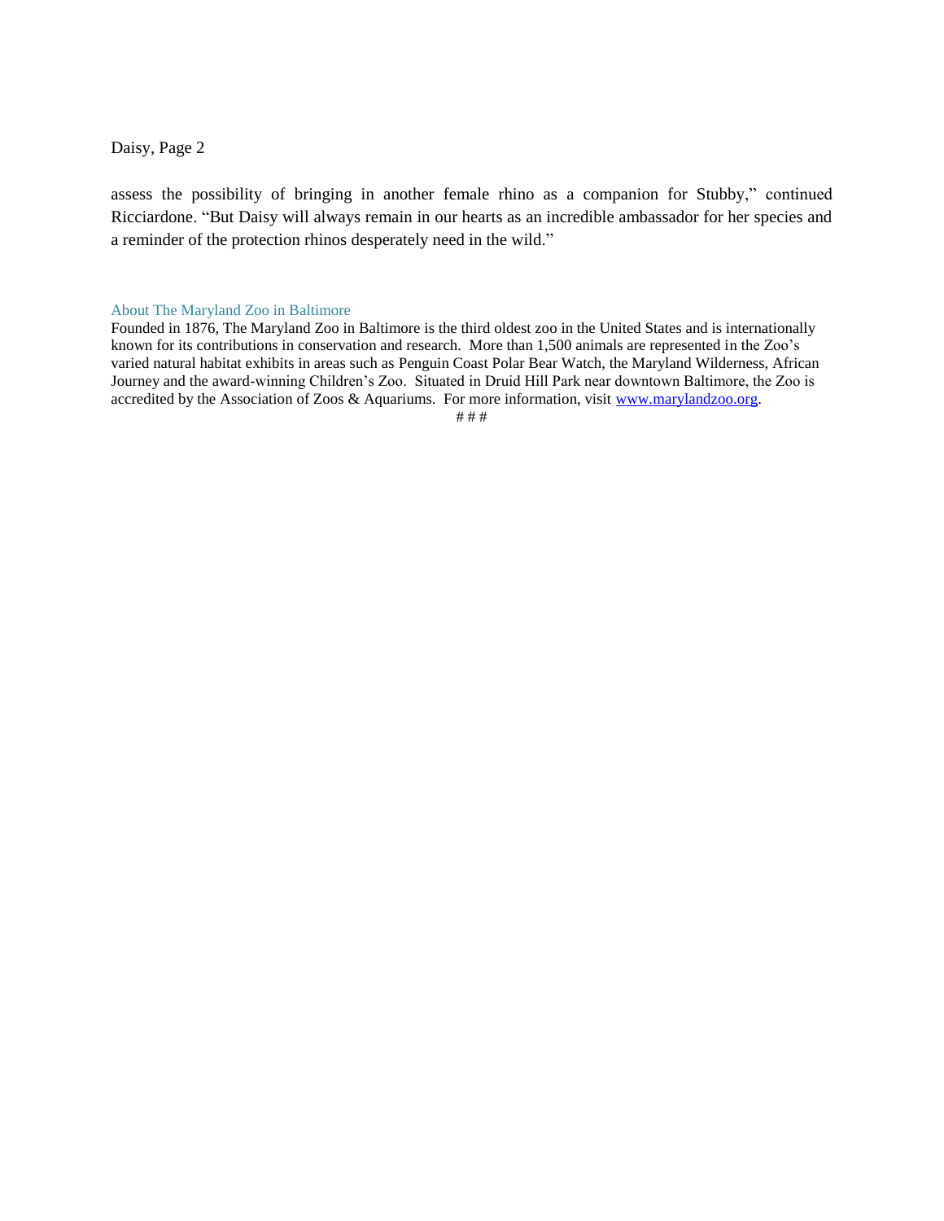assess the possibility of bringing in another female rhino as a companion for Stubby," continued Ricciardone. "But Daisy will always remain in our hearts as an incredible ambassador for her species and a reminder of the protection rhinos desperately need in the wild."

## About The Maryland Zoo in Baltimore

Founded in 1876, The Maryland Zoo in Baltimore is the third oldest zoo in the United States and is internationally known for its contributions in conservation and research. More than 1,500 animals are represented in the Zoo's varied natural habitat exhibits in areas such as Penguin Coast Polar Bear Watch, the Maryland Wilderness, African Journey and the award-winning Children's Zoo. Situated in Druid Hill Park near downtown Baltimore, the Zoo is accredited by the Association of Zoos & Aquariums. For more information, visit www.marylandzoo.org.

# # #